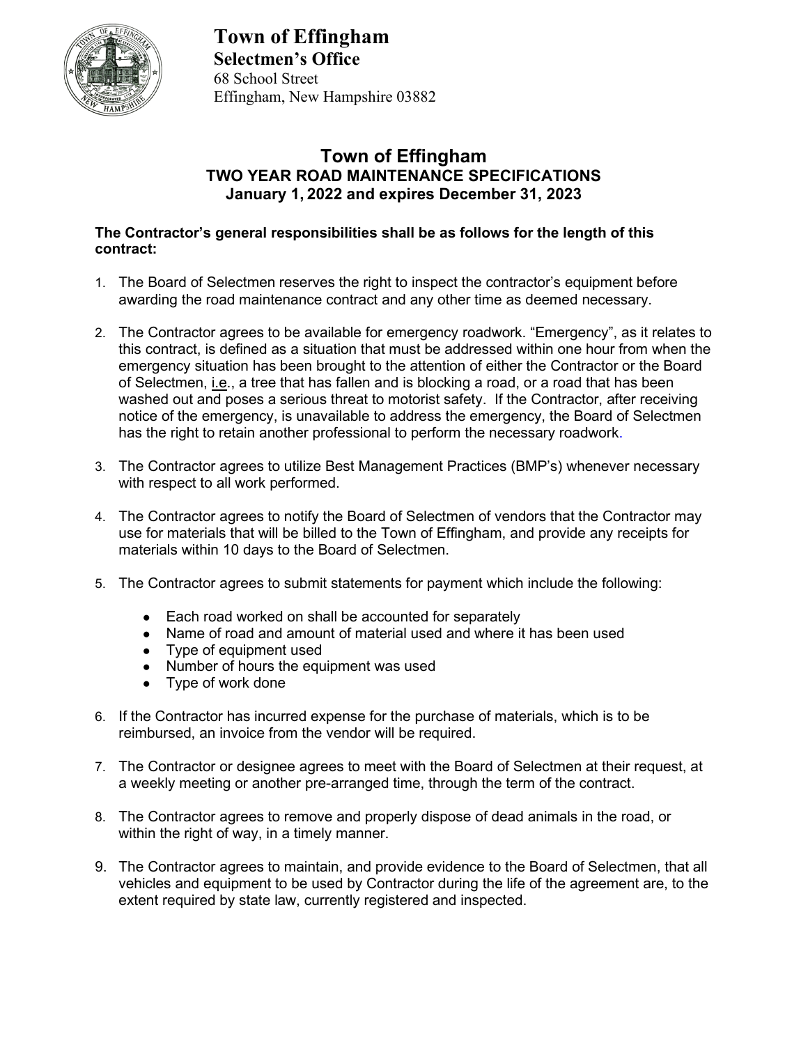# Town of Effingham

**Selectmen's Office**

68 School Street
Effingham, New Hampshire 03882

## Town of Effingham
### TWO YEAR ROAD MAINTENANCE SPECIFICATIONS
### January 1, 2022 and expires December 31, 2023

**The Contractor's general responsibilities shall be as follows for the length of this contract:**

1. The Board of Selectmen reserves the right to inspect the contractor's equipment before awarding the road maintenance contract and any other time as deemed necessary.

2. The Contractor agrees to be available for emergency roadwork. "Emergency", as it relates to this contract, is defined as a situation that must be addressed within one hour from when the emergency situation has been brought to the attention of either the Contractor or the Board of Selectmen, i.e., a tree that has fallen and is blocking a road, or a road that has been washed out and poses a serious threat to motorist safety. If the Contractor, after receiving notice of the emergency, is unavailable to address the emergency, the Board of Selectmen has the right to retain another professional to perform the necessary roadwork.

3. The Contractor agrees to utilize Best Management Practices (BMP's) whenever necessary with respect to all work performed.

4. The Contractor agrees to notify the Board of Selectmen of vendors that the Contractor may use for materials that will be billed to the Town of Effingham, and provide any receipts for materials within 10 days to the Board of Selectmen.

5. The Contractor agrees to submit statements for payment which include the following:
   - Each road worked on shall be accounted for separately
   - Name of road and amount of material used and where it has been used
   - Type of equipment used
   - Number of hours the equipment was used
   - Type of work done

6. If the Contractor has incurred expense for the purchase of materials, which is to be reimbursed, an invoice from the vendor will be required.

7. The Contractor or designee agrees to meet with the Board of Selectmen at their request, at a weekly meeting or another pre-arranged time, through the term of the contract.

8. The Contractor agrees to remove and properly dispose of dead animals in the road, or within the right of way, in a timely manner.

9. The Contractor agrees to maintain, and provide evidence to the Board of Selectmen, that all vehicles and equipment to be used by Contractor during the life of the agreement are, to the extent required by state law, currently registered and inspected.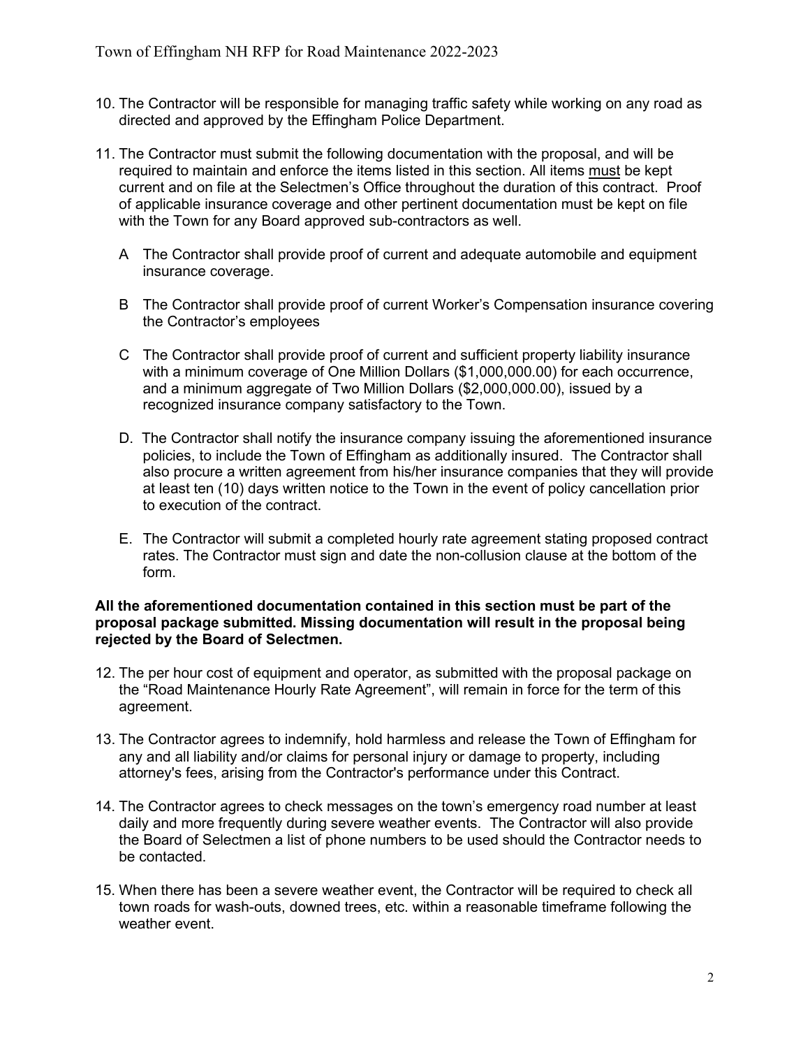10. The Contractor will be responsible for managing traffic safety while working on any road as directed and approved by the Effingham Police Department.

11. The Contractor must submit the following documentation with the proposal, and will be required to maintain and enforce the items listed in this section. All items must be kept current and on file at the Selectmen's Office throughout the duration of this contract. Proof of applicable insurance coverage and other pertinent documentation must be kept on file with the Town for any Board approved sub-contractors as well.

    A The Contractor shall provide proof of current and adequate automobile and equipment insurance coverage.

    B The Contractor shall provide proof of current Worker's Compensation insurance covering the Contractor's employees

    C The Contractor shall provide proof of current and sufficient property liability insurance with a minimum coverage of One Million Dollars ($1,000,000.00) for each occurrence, and a minimum aggregate of Two Million Dollars ($2,000,000.00), issued by a recognized insurance company satisfactory to the Town.

    D. The Contractor shall notify the insurance company issuing the aforementioned insurance policies, to include the Town of Effingham as additionally insured. The Contractor shall also procure a written agreement from his/her insurance companies that they will provide at least ten (10) days written notice to the Town in the event of policy cancellation prior to execution of the contract.

    E. The Contractor will submit a completed hourly rate agreement stating proposed contract rates. The Contractor must sign and date the non-collusion clause at the bottom of the form.

**All the aforementioned documentation contained in this section must be part of the proposal package submitted. Missing documentation will result in the proposal being rejected by the Board of Selectmen.**

12. The per hour cost of equipment and operator, as submitted with the proposal package on the "Road Maintenance Hourly Rate Agreement", will remain in force for the term of this agreement.

13. The Contractor agrees to indemnify, hold harmless and release the Town of Effingham for any and all liability and/or claims for personal injury or damage to property, including attorney's fees, arising from the Contractor's performance under this Contract.

14. The Contractor agrees to check messages on the town's emergency road number at least daily and more frequently during severe weather events. The Contractor will also provide the Board of Selectmen a list of phone numbers to be used should the Contractor needs to be contacted.

15. When there has been a severe weather event, the Contractor will be required to check all town roads for wash-outs, downed trees, etc. within a reasonable timeframe following the weather event.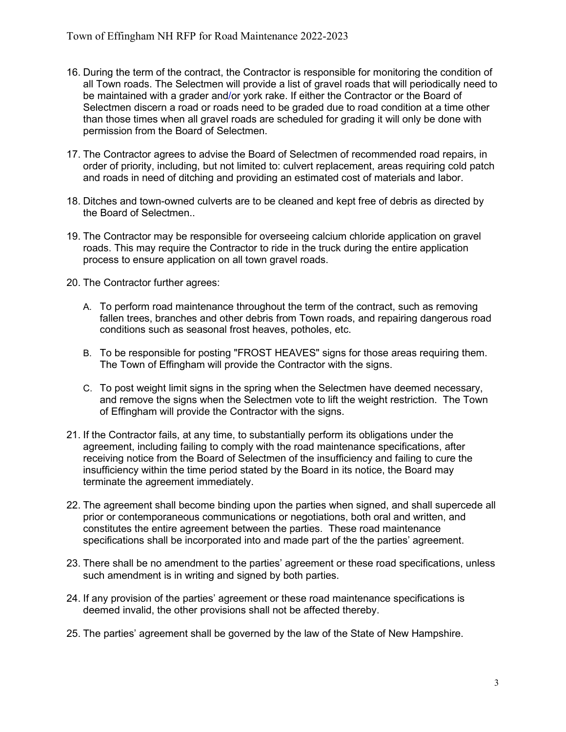16. During the term of the contract, the Contractor is responsible for monitoring the condition of all Town roads. The Selectmen will provide a list of gravel roads that will periodically need to be maintained with a grader and/or york rake. If either the Contractor or the Board of Selectmen discern a road or roads need to be graded due to road condition at a time other than those times when all gravel roads are scheduled for grading it will only be done with permission from the Board of Selectmen.

17. The Contractor agrees to advise the Board of Selectmen of recommended road repairs, in order of priority, including, but not limited to: culvert replacement, areas requiring cold patch and roads in need of ditching and providing an estimated cost of materials and labor.

18. Ditches and town-owned culverts are to be cleaned and kept free of debris as directed by the Board of Selectmen..

19. The Contractor may be responsible for overseeing calcium chloride application on gravel roads. This may require the Contractor to ride in the truck during the entire application process to ensure application on all town gravel roads.

20. The Contractor further agrees:

    A. To perform road maintenance throughout the term of the contract, such as removing fallen trees, branches and other debris from Town roads, and repairing dangerous road conditions such as seasonal frost heaves, potholes, etc.

    B. To be responsible for posting "FROST HEAVES" signs for those areas requiring them. The Town of Effingham will provide the Contractor with the signs.

    C. To post weight limit signs in the spring when the Selectmen have deemed necessary, and remove the signs when the Selectmen vote to lift the weight restriction. The Town of Effingham will provide the Contractor with the signs.

21. If the Contractor fails, at any time, to substantially perform its obligations under the agreement, including failing to comply with the road maintenance specifications, after receiving notice from the Board of Selectmen of the insufficiency and failing to cure the insufficiency within the time period stated by the Board in its notice, the Board may terminate the agreement immediately.

22. The agreement shall become binding upon the parties when signed, and shall supercede all prior or contemporaneous communications or negotiations, both oral and written, and constitutes the entire agreement between the parties. These road maintenance specifications shall be incorporated into and made part of the the parties' agreement.

23. There shall be no amendment to the parties' agreement or these road specifications, unless such amendment is in writing and signed by both parties.

24. If any provision of the parties' agreement or these road maintenance specifications is deemed invalid, the other provisions shall not be affected thereby.

25. The parties' agreement shall be governed by the law of the State of New Hampshire.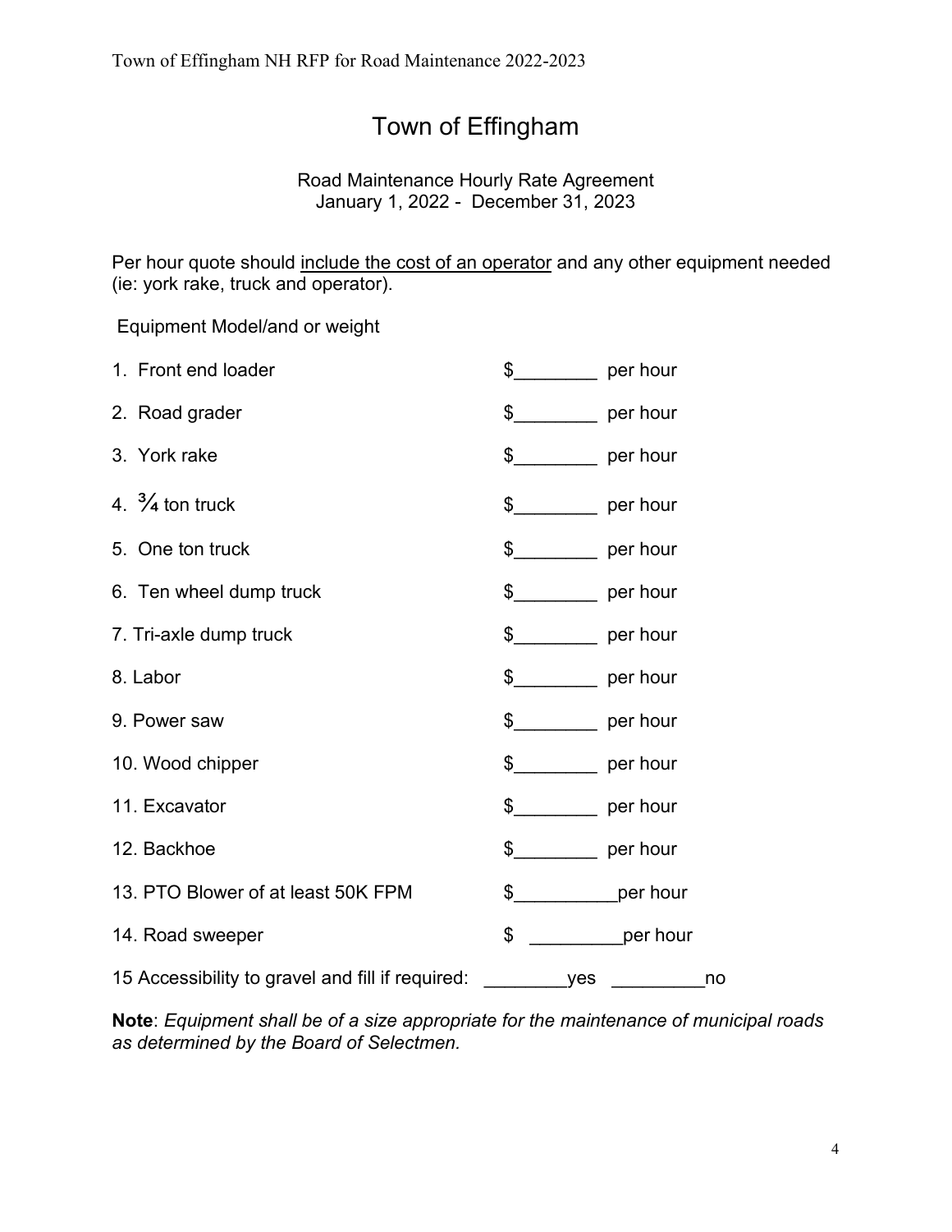# Town of Effingham

Road Maintenance Hourly Rate Agreement
January 1, 2022 - December 31, 2023

Per hour quote should include the cost of an operator and any other equipment needed (ie: york rake, truck and operator).

Equipment Model/and or weight

1. Front end loader $________ per hour
2. Road grader $________ per hour
3. York rake $________ per hour
4. ¾ ton truck $________ per hour
5. One ton truck $________ per hour
6. Ten wheel dump truck $________ per hour
7. Tri-axle dump truck $________ per hour
8. Labor $________ per hour
9. Power saw $________ per hour
10. Wood chipper $________ per hour
11. Excavator $________ per hour
12. Backhoe $________ per hour
13. PTO Blower of at least 50K FPM $__________per hour
14. Road sweeper $ _________per hour
15 Accessibility to gravel and fill if required: ________yes _________no

**Note**: *Equipment shall be of a size appropriate for the maintenance of municipal roads as determined by the Board of Selectmen.*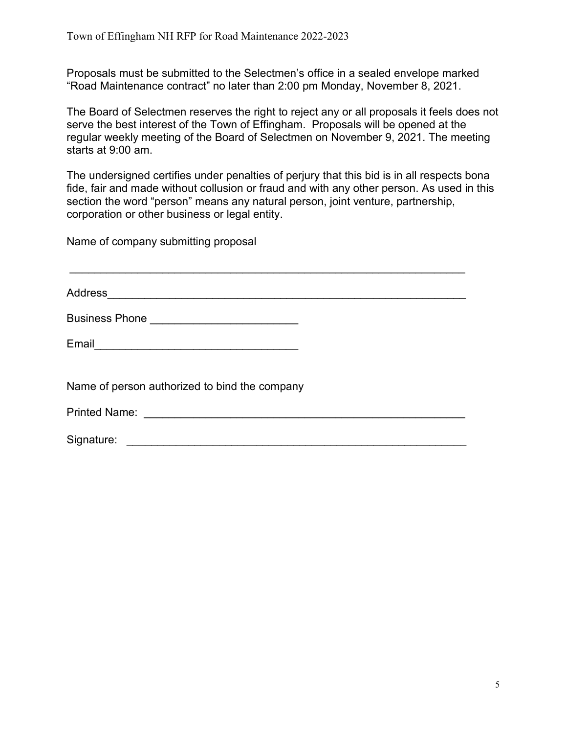Proposals must be submitted to the Selectmen's office in a sealed envelope marked "Road Maintenance contract" no later than 2:00 pm Monday, November 8, 2021.

The Board of Selectmen reserves the right to reject any or all proposals it feels does not serve the best interest of the Town of Effingham. Proposals will be opened at the regular weekly meeting of the Board of Selectmen on November 9, 2021. The meeting starts at 9:00 am.

The undersigned certifies under penalties of perjury that this bid is in all respects bona fide, fair and made without collusion or fraud and with any other person. As used in this section the word "person" means any natural person, joint venture, partnership, corporation or other business or legal entity.

Name of company submitting proposal

_________________________________________________________________

Address_________________________________________________________

Business Phone ________________________

Email_________________________________

Name of person authorized to bind the company

Printed Name: _______________________________________________

Signature: ________________________________________________